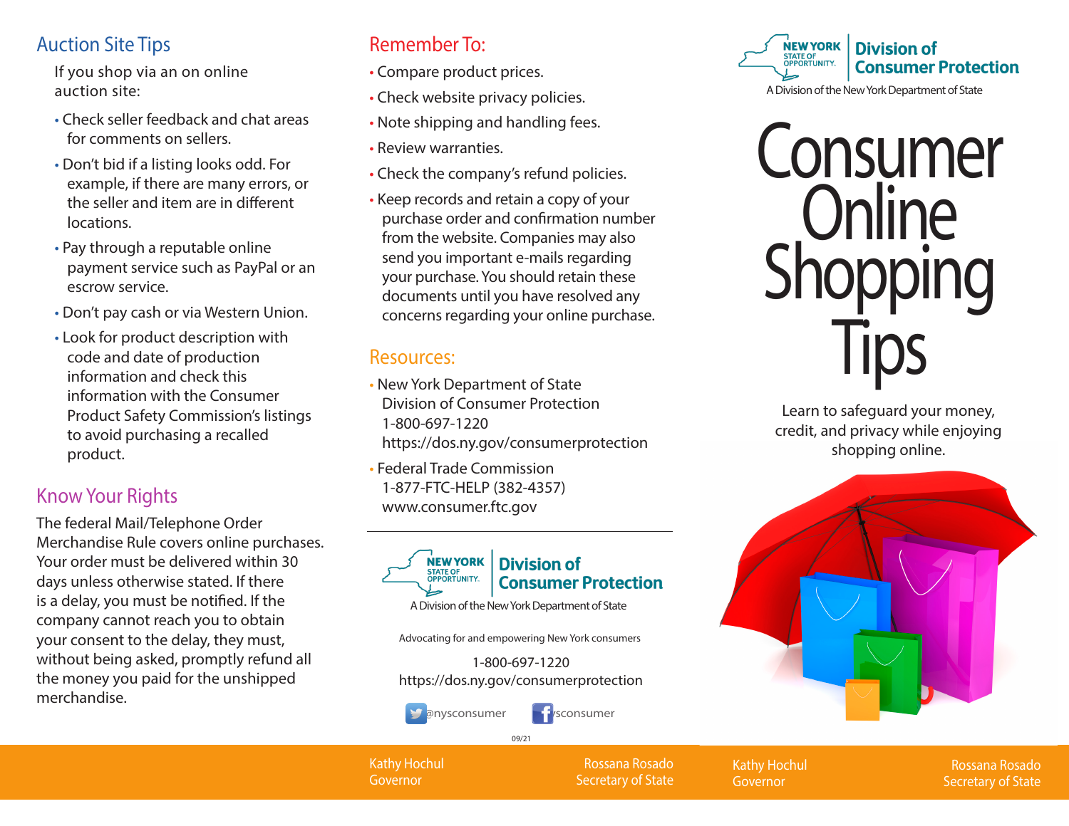## Auction Site Tips

If you shop via an on online auction site:

- Check seller feedback and chat areas for comments on sellers.
- Don't bid if a listing looks odd. For example, if there are many errors, or the seller and item are in different locations.
- Pay through a reputable online payment service such as PayPal or an escrow service.
- Don't pay cash or via Western Union.
- Look for product description with code and date of production information and check this information with the Consumer Product Safety Commission's listings to avoid purchasing a recalled product.

## Know Your Rights

The federal Mail/Telephone Order Merchandise Rule covers online purchases. Your order must be delivered within 30 days unless otherwise stated. If there is a delay, you must be notified. If the company cannot reach you to obtain your consent to the delay, they must, without being asked, promptly refund all the money you paid for the unshipped merchandise.

## Remember To:

- Compare product prices.
- Check website privacy policies.
- Note shipping and handling fees.
- Review warranties.
- Check the company's refund policies.
- Keep records and retain a copy of your purchase order and confirmation number from the website. Companies may also send you important e-mails regarding your purchase. You should retain these documents until you have resolved any concerns regarding your online purchase.

## Resources:

- New York Department of State
  Division of Consumer Protection
  1-800-697-1220
  https://dos.ny.gov/consumerprotection
- Federal Trade Commission
  1-877-FTC-HELP (382-4357)
  www.consumer.ftc.gov

---

NEW YORK STATE OF OPPORTUNITY. | Division of Consumer Protection

A Division of the New York Department of State

Advocating for and empowering New York consumers

1-800-697-1220
https://dos.ny.gov/consumerprotection

@nysconsumer /nysconsumer

09/21

Kathy Hochul, Governor
Rossana Rosado, Secretary of State

---

NEW YORK STATE OF OPPORTUNITY. | Division of Consumer Protection

A Division of the New York Department of State

# Consumer Online Shopping Tips

Learn to safeguard your money, credit, and privacy while enjoying shopping online.

Kathy Hochul, Governor
Rossana Rosado, Secretary of State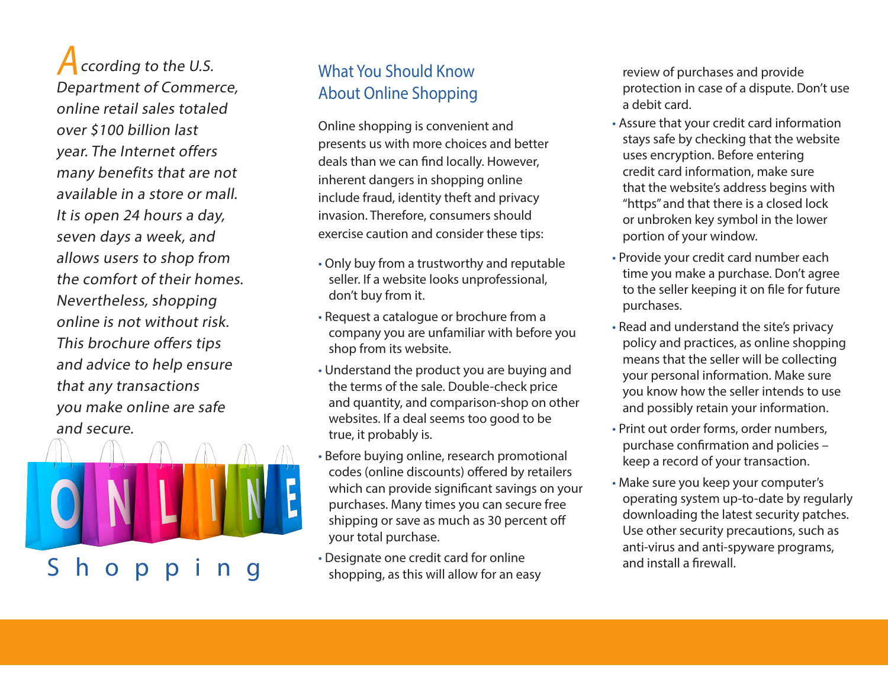*According to the U.S. Department of Commerce, online retail sales totaled over $100 billion last year. The Internet offers many benefits that are not available in a store or mall. It is open 24 hours a day, seven days a week, and allows users to shop from the comfort of their homes. Nevertheless, shopping online is not without risk. This brochure offers tips and advice to help ensure that any transactions you make online are safe and secure.*

ONLINE

Shopping

## What You Should Know About Online Shopping

Online shopping is convenient and presents us with more choices and better deals than we can find locally. However, inherent dangers in shopping online include fraud, identity theft and privacy invasion. Therefore, consumers should exercise caution and consider these tips:

- Only buy from a trustworthy and reputable seller. If a website looks unprofessional, don't buy from it.
- Request a catalogue or brochure from a company you are unfamiliar with before you shop from its website.
- Understand the product you are buying and the terms of the sale. Double-check price and quantity, and comparison-shop on other websites. If a deal seems too good to be true, it probably is.
- Before buying online, research promotional codes (online discounts) offered by retailers which can provide significant savings on your purchases. Many times you can secure free shipping or save as much as 30 percent off your total purchase.
- Designate one credit card for online shopping, as this will allow for an easy review of purchases and provide protection in case of a dispute. Don't use a debit card.
- Assure that your credit card information stays safe by checking that the website uses encryption. Before entering credit card information, make sure that the website's address begins with "https" and that there is a closed lock or unbroken key symbol in the lower portion of your window.
- Provide your credit card number each time you make a purchase. Don't agree to the seller keeping it on file for future purchases.
- Read and understand the site's privacy policy and practices, as online shopping means that the seller will be collecting your personal information. Make sure you know how the seller intends to use and possibly retain your information.
- Print out order forms, order numbers, purchase confirmation and policies – keep a record of your transaction.
- Make sure you keep your computer's operating system up-to-date by regularly downloading the latest security patches. Use other security precautions, such as anti-virus and anti-spyware programs, and install a firewall.